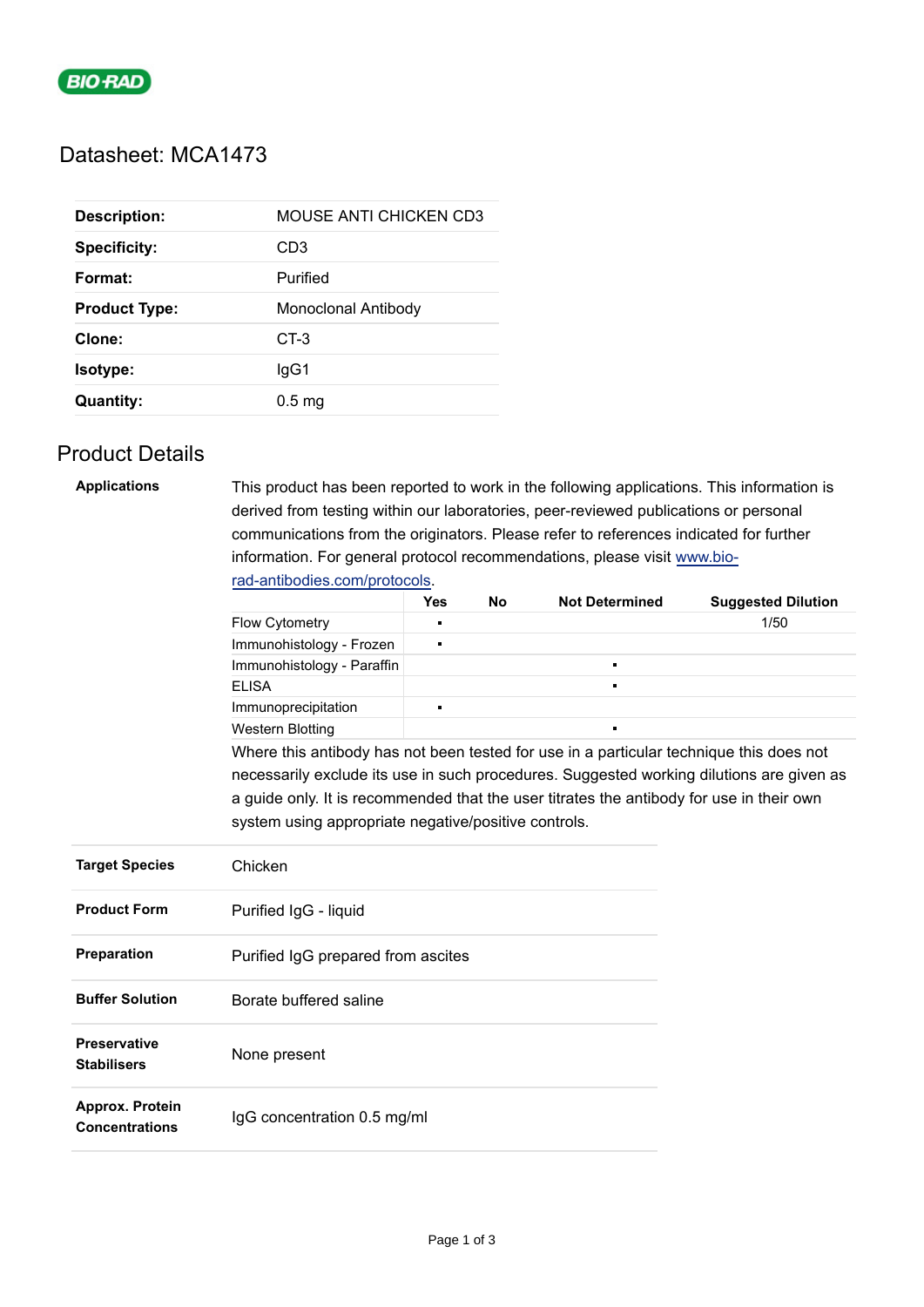BIO-RAD

# Datasheet: MCA1473

| | |
|---|---|
| **Description:** | MOUSE ANTI CHICKEN CD3 |
| **Specificity:** | CD3 |
| **Format:** | Purified |
| **Product Type:** | Monoclonal Antibody |
| **Clone:** | CT-3 |
| **Isotype:** | IgG1 |
| **Quantity:** | 0.5 mg |

## Product Details

**Applications**

This product has been reported to work in the following applications. This information is derived from testing within our laboratories, peer-reviewed publications or personal communications from the originators. Please refer to references indicated for further information. For general protocol recommendations, please visit [www.bio-rad-antibodies.com/protocols](www.bio-rad-antibodies.com/protocols).

| | Yes | No | Not Determined | Suggested Dilution |
|---|---|---|---|---|
| Flow Cytometry | ▪ | | | 1/50 |
| Immunohistology - Frozen | ▪ | | | |
| Immunohistology - Paraffin | | | ▪ | |
| ELISA | | | ▪ | |
| Immunoprecipitation | ▪ | | | |
| Western Blotting | | | ▪ | |

Where this antibody has not been tested for use in a particular technique this does not necessarily exclude its use in such procedures. Suggested working dilutions are given as a guide only. It is recommended that the user titrates the antibody for use in their own system using appropriate negative/positive controls.

| | |
|---|---|
| **Target Species** | Chicken |
| **Product Form** | Purified IgG - liquid |
| **Preparation** | Purified IgG prepared from ascites |
| **Buffer Solution** | Borate buffered saline |
| **Preservative Stabilisers** | None present |
| **Approx. Protein Concentrations** | IgG concentration 0.5 mg/ml |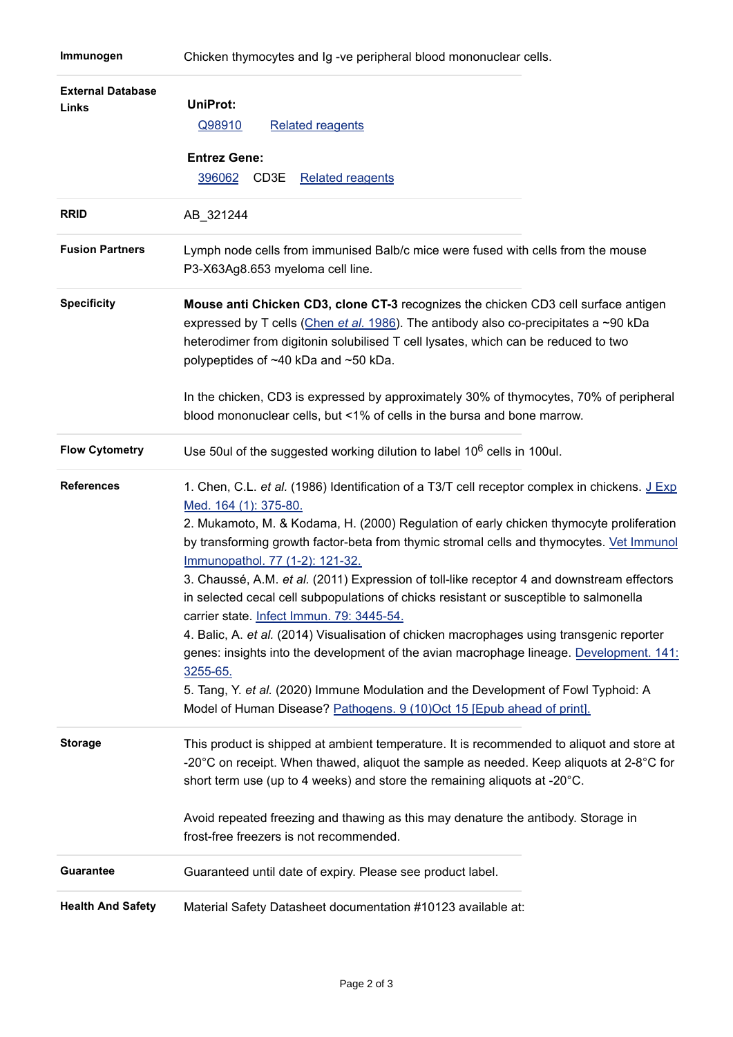| | |
|---|---|
| **Immunogen** | Chicken thymocytes and Ig -ve peripheral blood mononuclear cells. |
| **External Database Links** | **UniProt:** Q98910 Related reagents<br><br>**Entrez Gene:** 396062 CD3E Related reagents |
| **RRID** | AB_321244 |
| **Fusion Partners** | Lymph node cells from immunised Balb/c mice were fused with cells from the mouse P3-X63Ag8.653 myeloma cell line. |
| **Specificity** | **Mouse anti Chicken CD3, clone CT-3** recognizes the chicken CD3 cell surface antigen expressed by T cells (Chen *et al.* 1986). The antibody also co-precipitates a ~90 kDa heterodimer from digitonin solubilised T cell lysates, which can be reduced to two polypeptides of ~40 kDa and ~50 kDa.<br><br>In the chicken, CD3 is expressed by approximately 30% of thymocytes, 70% of peripheral blood mononuclear cells, but <1% of cells in the bursa and bone marrow. |
| **Flow Cytometry** | Use 50ul of the suggested working dilution to label $10^6$ cells in 100ul. |
| **References** | 1. Chen, C.L. *et al.* (1986) Identification of a T3/T cell receptor complex in chickens. J Exp Med. 164 (1): 375-80.<br>2. Mukamoto, M. & Kodama, H. (2000) Regulation of early chicken thymocyte proliferation by transforming growth factor-beta from thymic stromal cells and thymocytes. Vet Immunol Immunopathol. 77 (1-2): 121-32.<br>3. Chaussé, A.M. *et al.* (2011) Expression of toll-like receptor 4 and downstream effectors in selected cecal cell subpopulations of chicks resistant or susceptible to salmonella carrier state. Infect Immun. 79: 3445-54.<br>4. Balic, A. *et al.* (2014) Visualisation of chicken macrophages using transgenic reporter genes: insights into the development of the avian macrophage lineage. Development. 141: 3255-65.<br>5. Tang, Y. *et al.* (2020) Immune Modulation and the Development of Fowl Typhoid: A Model of Human Disease? Pathogens. 9 (10)Oct 15 [Epub ahead of print]. |
| **Storage** | This product is shipped at ambient temperature. It is recommended to aliquot and store at -20°C on receipt. When thawed, aliquot the sample as needed. Keep aliquots at 2-8°C for short term use (up to 4 weeks) and store the remaining aliquots at -20°C.<br><br>Avoid repeated freezing and thawing as this may denature the antibody. Storage in frost-free freezers is not recommended. |
| **Guarantee** | Guaranteed until date of expiry. Please see product label. |
| **Health And Safety** | Material Safety Datasheet documentation #10123 available at: |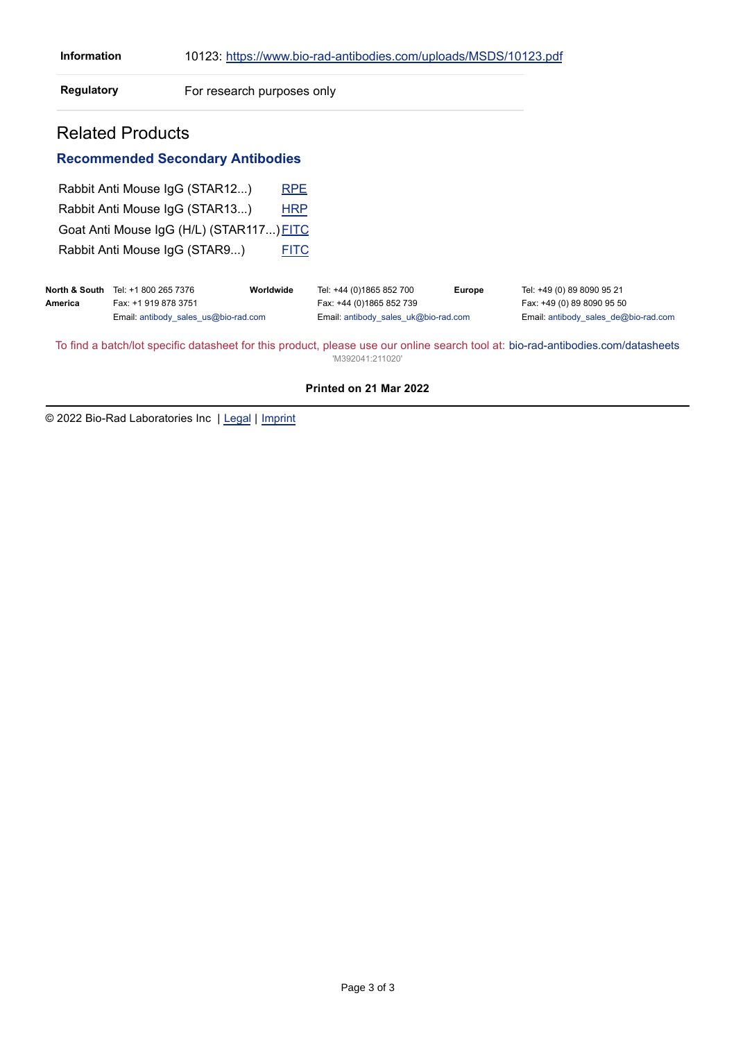| | |
|---|---|
| **Information** | 10123: https://www.bio-rad-antibodies.com/uploads/MSDS/10123.pdf |
| **Regulatory** | For research purposes only |

## Related Products

### Recommended Secondary Antibodies

| | |
|---|---|
| Rabbit Anti Mouse IgG (STAR12...) | RPE |
| Rabbit Anti Mouse IgG (STAR13...) | HRP |
| Goat Anti Mouse IgG (H/L) (STAR117...) | FITC |
| Rabbit Anti Mouse IgG (STAR9...) | FITC |

| | | | | | |
|---|---|---|---|---|---|
| **North & South America** | Tel: +1 800 265 7376<br>Fax: +1 919 878 3751<br>Email: antibody_sales_us@bio-rad.com | **Worldwide** | Tel: +44 (0)1865 852 700<br>Fax: +44 (0)1865 852 739<br>Email: antibody_sales_uk@bio-rad.com | **Europe** | Tel: +49 (0) 89 8090 95 21<br>Fax: +49 (0) 89 8090 95 50<br>Email: antibody_sales_de@bio-rad.com |

To find a batch/lot specific datasheet for this product, please use our online search tool at: bio-rad-antibodies.com/datasheets

'M392041:211020'

**Printed on 21 Mar 2022**

© 2022 Bio-Rad Laboratories Inc | Legal | Imprint